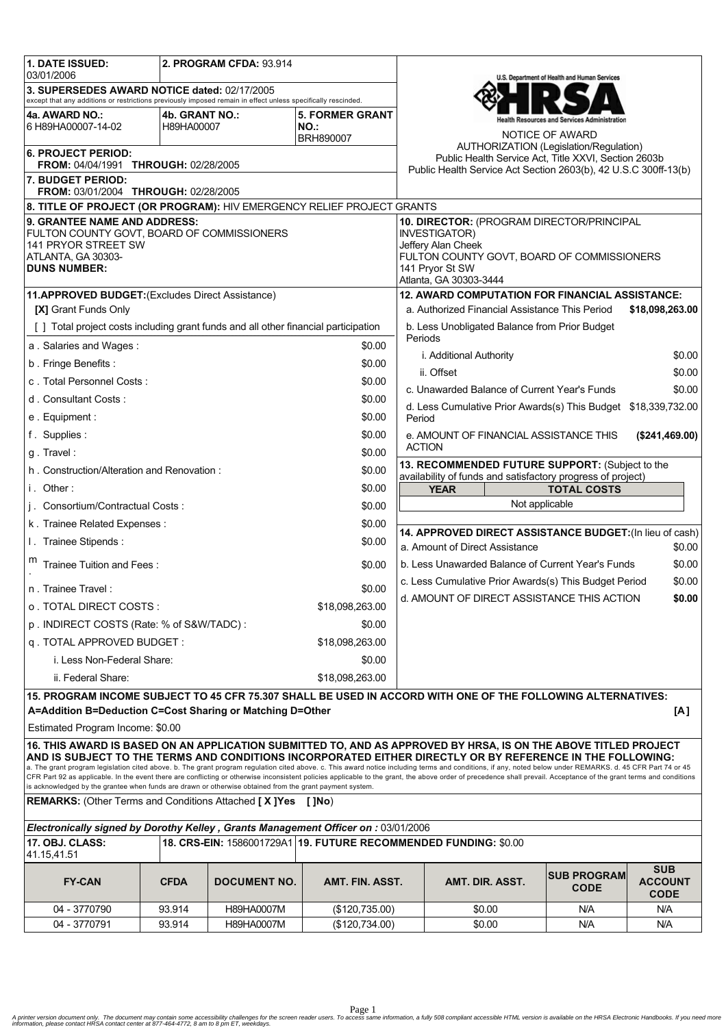| **1. DATE ISSUED:** 03/01/2006 | **2. PROGRAM CFDA:** 93.914 | |
|---|---|---|
| **3. SUPERSEDES AWARD NOTICE dated:** 02/17/2005 except that any additions or restrictions previously imposed remain in effect unless specifically rescinded. | | |
| **4a. AWARD NO.:** 6 H89HA00007-14-02 | **4b. GRANT NO.:** H89HA00007 | **5. FORMER GRANT NO.:** BRH890007 |
| **6. PROJECT PERIOD:** FROM: 04/04/1991 THROUGH: 02/28/2005 | | |
| **7. BUDGET PERIOD:** FROM: 03/01/2004 THROUGH: 02/28/2005 | | |

U.S. Department of Health and Human Services

HRSA

Health Resources and Services Administration

NOTICE OF AWARD

AUTHORIZATION (Legislation/Regulation)
Public Health Service Act, Title XXVI, Section 2603b
Public Health Service Act Section 2603(b), 42 U.S.C 300ff-13(b)

**8. TITLE OF PROJECT (OR PROGRAM):** HIV EMERGENCY RELIEF PROJECT GRANTS

**9. GRANTEE NAME AND ADDRESS:**
FULTON COUNTY GOVT, BOARD OF COMMISSIONERS
141 PRYOR STREET SW
ATLANTA, GA 30303-
**DUNS NUMBER:**

**10. DIRECTOR:** (PROGRAM DIRECTOR/PRINCIPAL INVESTIGATOR)
Jeffery Alan Cheek
FULTON COUNTY GOVT, BOARD OF COMMISSIONERS
141 Pryor St SW
Atlanta, GA 30303-3444

**11.APPROVED BUDGET:**(Excludes Direct Assistance)

**[X]** Grant Funds Only

[ ] Total project costs including grant funds and all other financial participation

| | |
|---|---|
| a . Salaries and Wages : | $0.00 |
| b . Fringe Benefits : | $0.00 |
| c . Total Personnel Costs : | $0.00 |
| d . Consultant Costs : | $0.00 |
| e . Equipment : | $0.00 |
| f . Supplies : | $0.00 |
| g . Travel : | $0.00 |
| h . Construction/Alteration and Renovation : | $0.00 |
| i . Other : | $0.00 |
| j . Consortium/Contractual Costs : | $0.00 |
| k . Trainee Related Expenses : | $0.00 |
| l . Trainee Stipends : | $0.00 |
| m . Trainee Tuition and Fees : | $0.00 |
| n . Trainee Travel : | $0.00 |
| o . TOTAL DIRECT COSTS : | $18,098,263.00 |
| p . INDIRECT COSTS (Rate: % of S&W/TADC) : | $0.00 |
| q . TOTAL APPROVED BUDGET : | $18,098,263.00 |
| i. Less Non-Federal Share: | $0.00 |
| ii. Federal Share: | $18,098,263.00 |

**12. AWARD COMPUTATION FOR FINANCIAL ASSISTANCE:**

| | |
|---|---|
| a. Authorized Financial Assistance This Period | **$18,098,263.00** |
| b. Less Unobligated Balance from Prior Budget Periods | |
| i. Additional Authority | $0.00 |
| ii. Offset | $0.00 |
| c. Unawarded Balance of Current Year's Funds | $0.00 |
| d. Less Cumulative Prior Awards(s) This Budget Period | $18,339,732.00 |
| e. AMOUNT OF FINANCIAL ASSISTANCE THIS ACTION | **($241,469.00)** |

**13. RECOMMENDED FUTURE SUPPORT:** (Subject to the availability of funds and satisfactory progress of project)

| YEAR | TOTAL COSTS |
|---|---|
| Not applicable | |

**14. APPROVED DIRECT ASSISTANCE BUDGET:**(In lieu of cash)

| | |
|---|---|
| a. Amount of Direct Assistance | $0.00 |
| b. Less Unawarded Balance of Current Year's Funds | $0.00 |
| c. Less Cumulative Prior Awards(s) This Budget Period | $0.00 |
| d. AMOUNT OF DIRECT ASSISTANCE THIS ACTION | **$0.00** |

**15. PROGRAM INCOME SUBJECT TO 45 CFR 75.307 SHALL BE USED IN ACCORD WITH ONE OF THE FOLLOWING ALTERNATIVES:**
**A=Addition B=Deduction C=Cost Sharing or Matching D=Other** **[A]**

Estimated Program Income: $0.00

**16. THIS AWARD IS BASED ON AN APPLICATION SUBMITTED TO, AND AS APPROVED BY HRSA, IS ON THE ABOVE TITLED PROJECT AND IS SUBJECT TO THE TERMS AND CONDITIONS INCORPORATED EITHER DIRECTLY OR BY REFERENCE IN THE FOLLOWING:**
a. The grant program legislation cited above. b. The grant program regulation cited above. c. This award notice including terms and conditions, if any, noted below under REMARKS. d. 45 CFR Part 74 or 45 CFR Part 92 as applicable. In the event there are conflicting or otherwise inconsistent policies applicable to the grant, the above order of precedence shall prevail. Acceptance of the grant terms and conditions is acknowledged by the grantee when funds are drawn or otherwise obtained from the grant payment system.

**REMARKS:** (Other Terms and Conditions Attached **[ X ]Yes [ ]No**)

***Electronically signed by Dorothy Kelley , Grants Management Officer on :*** 03/01/2006

**17. OBJ. CLASS:** 41.15,41.51 | **18. CRS-EIN:** 1586001729A1 | **19. FUTURE RECOMMENDED FUNDING:** $0.00

| FY-CAN | CFDA | DOCUMENT NO. | AMT. FIN. ASST. | AMT. DIR. ASST. | SUB PROGRAM CODE | SUB ACCOUNT CODE |
|---|---|---|---|---|---|---|
| 04 - 3770790 | 93.914 | H89HA0007M | ($120,735.00) | $0.00 | N/A | N/A |
| 04 - 3770791 | 93.914 | H89HA0007M | ($120,734.00) | $0.00 | N/A | N/A |

A printer version document only. The document may contain some accessibility challenges for the screen reader users. To access same information, a fully 508 compliant accessible HTML version is available on the HRSA Electronic Handbooks. If you need more information, please contact HRSA contact center at 877-464-4772, 8 am to 8 pm ET, weekdays.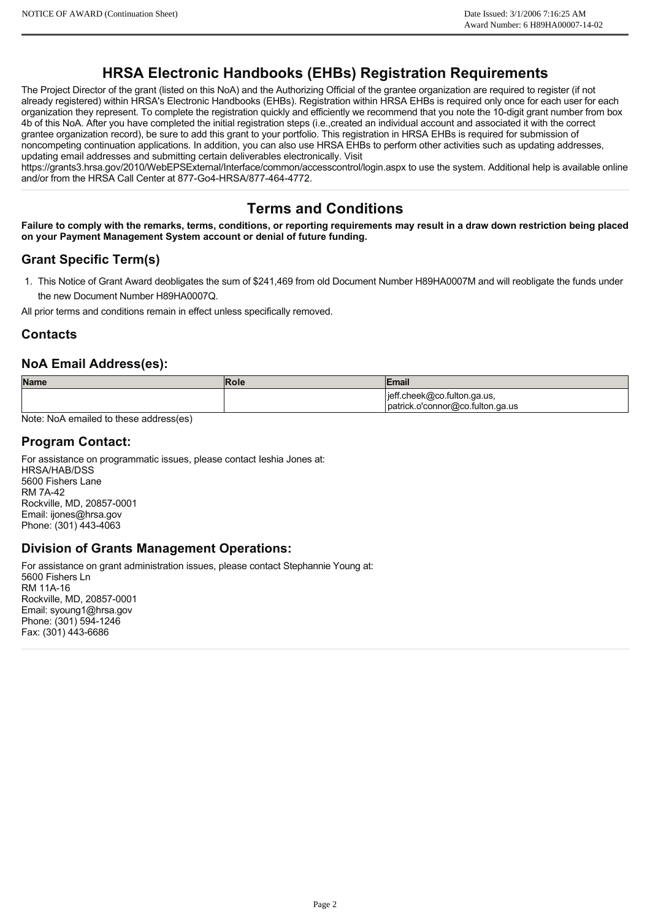## HRSA Electronic Handbooks (EHBs) Registration Requirements

The Project Director of the grant (listed on this NoA) and the Authorizing Official of the grantee organization are required to register (if not already registered) within HRSA's Electronic Handbooks (EHBs). Registration within HRSA EHBs is required only once for each user for each organization they represent. To complete the registration quickly and efficiently we recommend that you note the 10-digit grant number from box 4b of this NoA. After you have completed the initial registration steps (i.e.,created an individual account and associated it with the correct grantee organization record), be sure to add this grant to your portfolio. This registration in HRSA EHBs is required for submission of noncompeting continuation applications. In addition, you can also use HRSA EHBs to perform other activities such as updating addresses, updating email addresses and submitting certain deliverables electronically. Visit https://grants3.hrsa.gov/2010/WebEPSExternal/Interface/common/accesscontrol/login.aspx to use the system. Additional help is available online and/or from the HRSA Call Center at 877-Go4-HRSA/877-464-4772.

## Terms and Conditions

**Failure to comply with the remarks, terms, conditions, or reporting requirements may result in a draw down restriction being placed on your Payment Management System account or denial of future funding.**

### Grant Specific Term(s)

1. This Notice of Grant Award deobligates the sum of $241,469 from old Document Number H89HA0007M and will reobligate the funds under the new Document Number H89HA0007Q.

All prior terms and conditions remain in effect unless specifically removed.

### Contacts

### NoA Email Address(es):

| Name | Role | Email |
|---|---|---|
| | | jeff.cheek@co.fulton.ga.us, patrick.o'connor@co.fulton.ga.us |

Note: NoA emailed to these address(es)

### Program Contact:

For assistance on programmatic issues, please contact Ieshia Jones at:
HRSA/HAB/DSS
5600 Fishers Lane
RM 7A-42
Rockville, MD, 20857-0001
Email: ijones@hrsa.gov
Phone: (301) 443-4063

### Division of Grants Management Operations:

For assistance on grant administration issues, please contact Stephannie Young at:
5600 Fishers Ln
RM 11A-16
Rockville, MD, 20857-0001
Email: syoung1@hrsa.gov
Phone: (301) 594-1246
Fax: (301) 443-6686